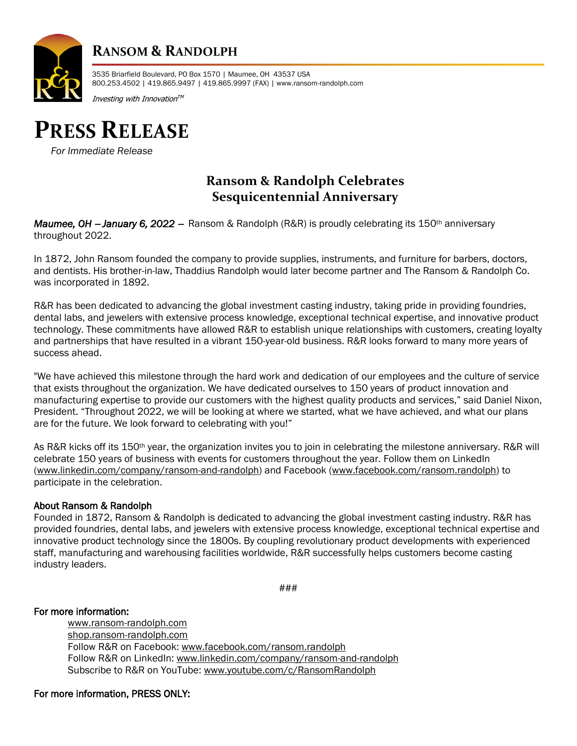# RANSOM & RANDOLPH

3535 Briarfield Boulevard, PO Box 1570 | Maumee, OH 43537 USA
800.253.4502 | 419.865.9497 | 419.865.9997 (FAX) | www.ransom-randolph.com

*Investing with Innovation™*

# PRESS RELEASE

*For Immediate Release*

## Ransom & Randolph Celebrates Sesquicentennial Anniversary

***Maumee, OH – January 6, 2022 –*** Ransom & Randolph (R&R) is proudly celebrating its 150th anniversary throughout 2022.

In 1872, John Ransom founded the company to provide supplies, instruments, and furniture for barbers, doctors, and dentists. His brother-in-law, Thaddius Randolph would later become partner and The Ransom & Randolph Co. was incorporated in 1892.

R&R has been dedicated to advancing the global investment casting industry, taking pride in providing foundries, dental labs, and jewelers with extensive process knowledge, exceptional technical expertise, and innovative product technology. These commitments have allowed R&R to establish unique relationships with customers, creating loyalty and partnerships that have resulted in a vibrant 150-year-old business. R&R looks forward to many more years of success ahead.

"We have achieved this milestone through the hard work and dedication of our employees and the culture of service that exists throughout the organization. We have dedicated ourselves to 150 years of product innovation and manufacturing expertise to provide our customers with the highest quality products and services," said Daniel Nixon, President. "Throughout 2022, we will be looking at where we started, what we have achieved, and what our plans are for the future. We look forward to celebrating with you!"

As R&R kicks off its 150th year, the organization invites you to join in celebrating the milestone anniversary. R&R will celebrate 150 years of business with events for customers throughout the year. Follow them on LinkedIn (www.linkedin.com/company/ransom-and-randolph) and Facebook (www.facebook.com/ransom.randolph) to participate in the celebration.

**About Ransom & Randolph**
Founded in 1872, Ransom & Randolph is dedicated to advancing the global investment casting industry. R&R has provided foundries, dental labs, and jewelers with extensive process knowledge, exceptional technical expertise and innovative product technology since the 1800s. By coupling revolutionary product developments with experienced staff, manufacturing and warehousing facilities worldwide, R&R successfully helps customers become casting industry leaders.

###

**For more information:**

www.ransom-randolph.com
shop.ransom-randolph.com
Follow R&R on Facebook: www.facebook.com/ransom.randolph
Follow R&R on LinkedIn: www.linkedin.com/company/ransom-and-randolph
Subscribe to R&R on YouTube: www.youtube.com/c/RansomRandolph

**For more information, PRESS ONLY:**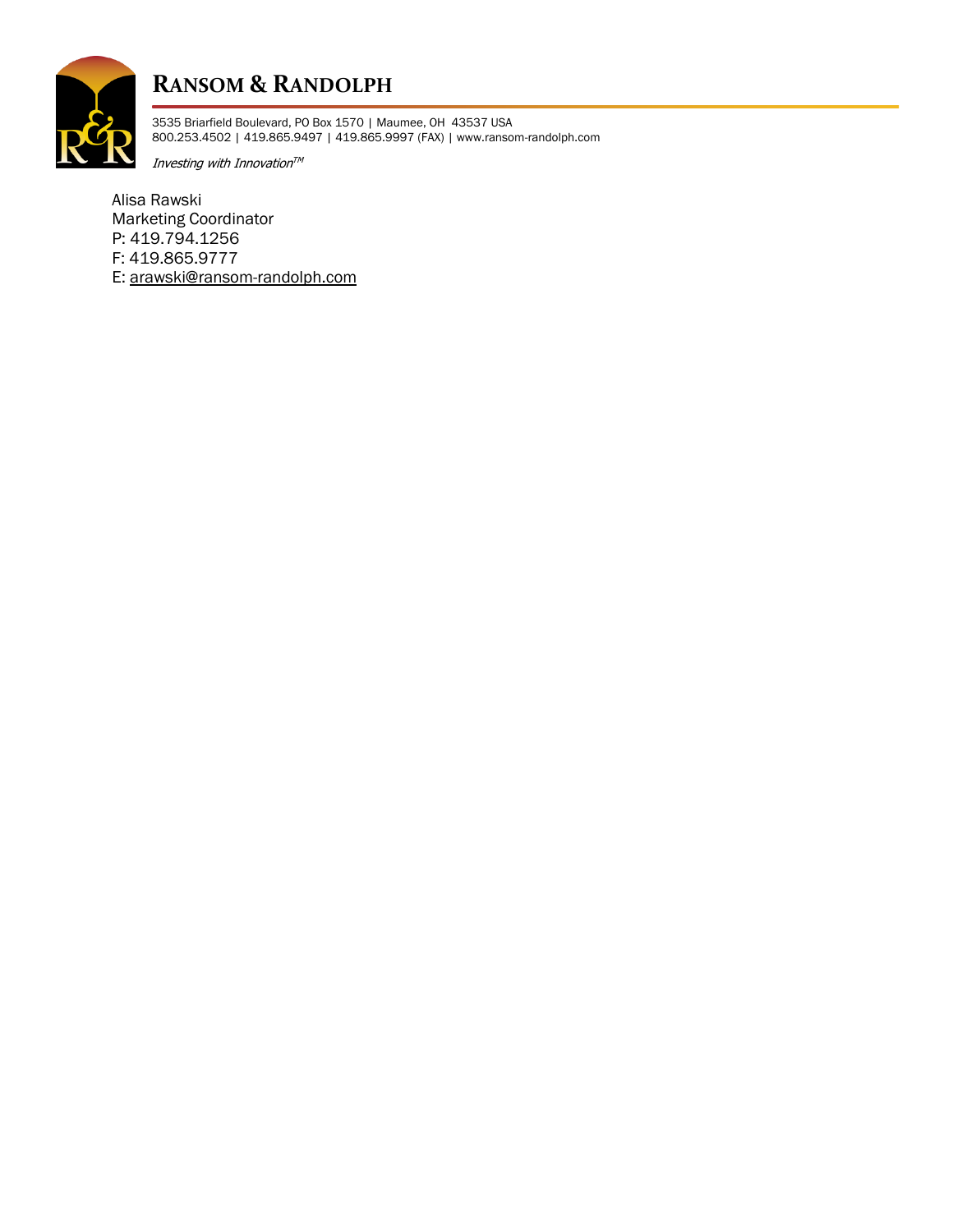# RANSOM & RANDOLPH

3535 Briarfield Boulevard, PO Box 1570 | Maumee, OH 43537 USA
800.253.4502 | 419.865.9497 | 419.865.9997 (FAX) | www.ransom-randolph.com

*Investing with Innovation™*

Alisa Rawski
Marketing Coordinator
P: 419.794.1256
F: 419.865.9777
E: arawski@ransom-randolph.com